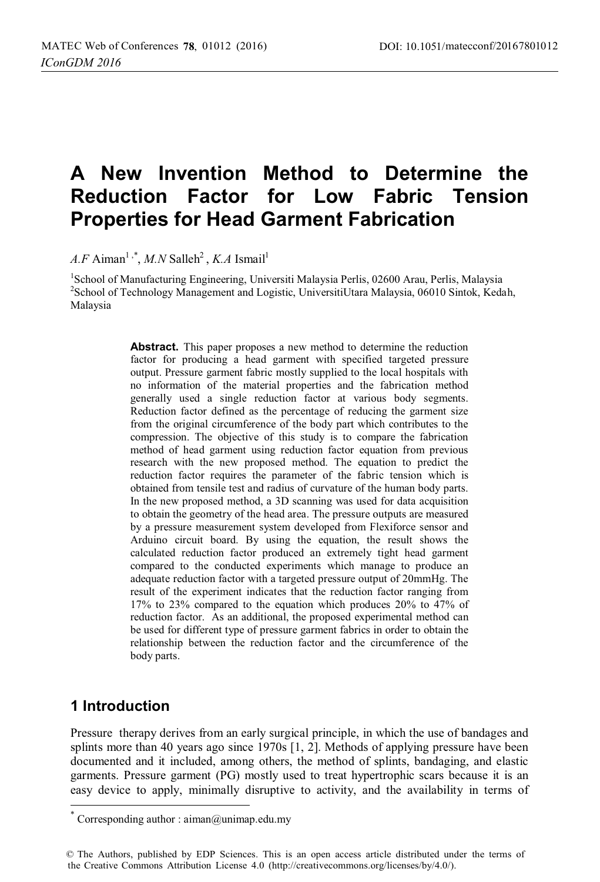# A New Invention Method to Determine the Reduction Factor for Low Fabric Tension Properties for Head Garment Fabrication

*A.F* Aiman[1,*], *M.N* Salleh[2], *K.A* Ismail[1]

[1]School of Manufacturing Engineering, Universiti Malaysia Perlis, 02600 Arau, Perlis, Malaysia
[2]School of Technology Management and Logistic, UniversitiUtara Malaysia, 06010 Sintok, Kedah, Malaysia

**Abstract.** This paper proposes a new method to determine the reduction factor for producing a head garment with specified targeted pressure output. Pressure garment fabric mostly supplied to the local hospitals with no information of the material properties and the fabrication method generally used a single reduction factor at various body segments. Reduction factor defined as the percentage of reducing the garment size from the original circumference of the body part which contributes to the compression. The objective of this study is to compare the fabrication method of head garment using reduction factor equation from previous research with the new proposed method. The equation to predict the reduction factor requires the parameter of the fabric tension which is obtained from tensile test and radius of curvature of the human body parts. In the new proposed method, a 3D scanning was used for data acquisition to obtain the geometry of the head area. The pressure outputs are measured by a pressure measurement system developed from Flexiforce sensor and Arduino circuit board. By using the equation, the result shows the calculated reduction factor produced an extremely tight head garment compared to the conducted experiments which manage to produce an adequate reduction factor with a targeted pressure output of 20mmHg. The result of the experiment indicates that the reduction factor ranging from 17% to 23% compared to the equation which produces 20% to 47% of reduction factor. As an additional, the proposed experimental method can be used for different type of pressure garment fabrics in order to obtain the relationship between the reduction factor and the circumference of the body parts.

## 1 Introduction

Pressure therapy derives from an early surgical principle, in which the use of bandages and splints more than 40 years ago since 1970s [1, 2]. Methods of applying pressure have been documented and it included, among others, the method of splints, bandaging, and elastic garments. Pressure garment (PG) mostly used to treat hypertrophic scars because it is an easy device to apply, minimally disruptive to activity, and the availability in terms of

---

* Corresponding author : aiman@unimap.edu.my

© The Authors, published by EDP Sciences. This is an open access article distributed under the terms of the Creative Commons Attribution License 4.0 (http://creativecommons.org/licenses/by/4.0/).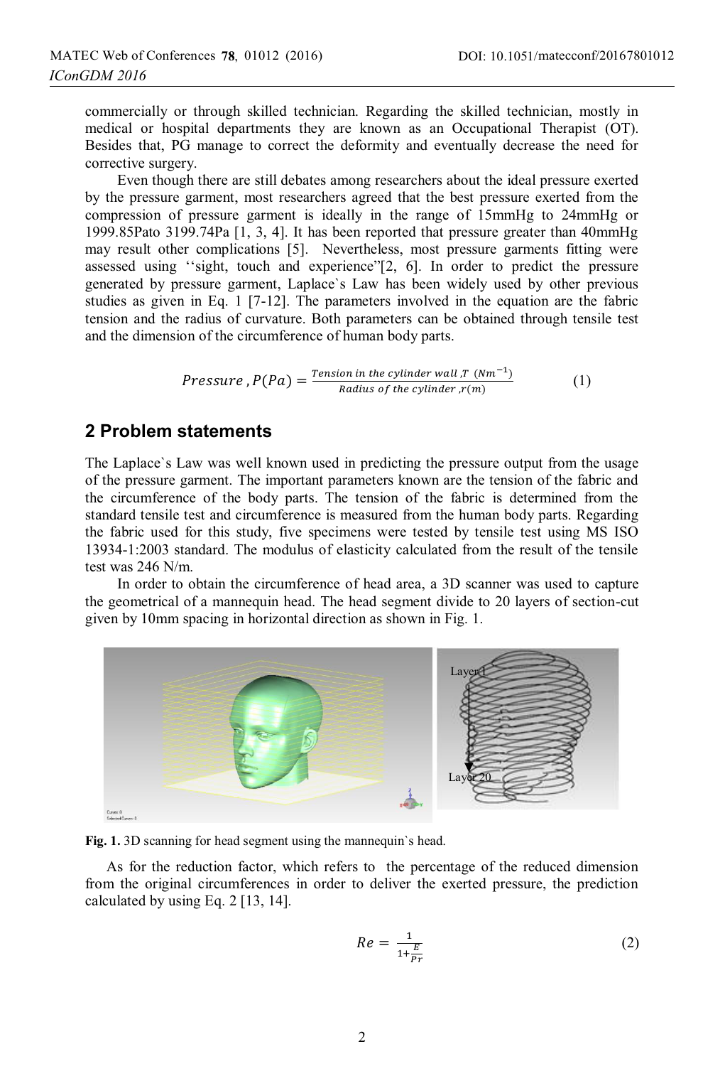commercially or through skilled technician. Regarding the skilled technician, mostly in medical or hospital departments they are known as an Occupational Therapist (OT). Besides that, PG manage to correct the deformity and eventually decrease the need for corrective surgery.

Even though there are still debates among researchers about the ideal pressure exerted by the pressure garment, most researchers agreed that the best pressure exerted from the compression of pressure garment is ideally in the range of 15mmHg to 24mmHg or 1999.85Pato 3199.74Pa [1, 3, 4]. It has been reported that pressure greater than 40mmHg may result other complications [5]. Nevertheless, most pressure garments fitting were assessed using ''sight, touch and experience"[2, 6]. In order to predict the pressure generated by pressure garment, Laplace`s Law has been widely used by other previous studies as given in Eq. 1 [7-12]. The parameters involved in the equation are the fabric tension and the radius of curvature. Both parameters can be obtained through tensile test and the dimension of the circumference of human body parts.

$$Pressure\ , P(Pa) = \frac{Tension\ in\ the\ cylinder\ wall\ ,T\ \ (Nm^{-1})}{Radius\ of\ the\ cylinder\ ,r(m)} \tag{1}$$

## 2 Problem statements

The Laplace`s Law was well known used in predicting the pressure output from the usage of the pressure garment. The important parameters known are the tension of the fabric and the circumference of the body parts. The tension of the fabric is determined from the standard tensile test and circumference is measured from the human body parts. Regarding the fabric used for this study, five specimens were tested by tensile test using MS ISO 13934-1:2003 standard. The modulus of elasticity calculated from the result of the tensile test was 246 N/m.

In order to obtain the circumference of head area, a 3D scanner was used to capture the geometrical of a mannequin head. The head segment divide to 20 layers of section-cut given by 10mm spacing in horizontal direction as shown in Fig. 1.

**Fig. 1.** 3D scanning for head segment using the mannequin`s head.

As for the reduction factor, which refers to the percentage of the reduced dimension from the original circumferences in order to deliver the exerted pressure, the prediction calculated by using Eq. 2 [13, 14].

$$Re = \frac{1}{1+\frac{E}{Pr}} \tag{2}$$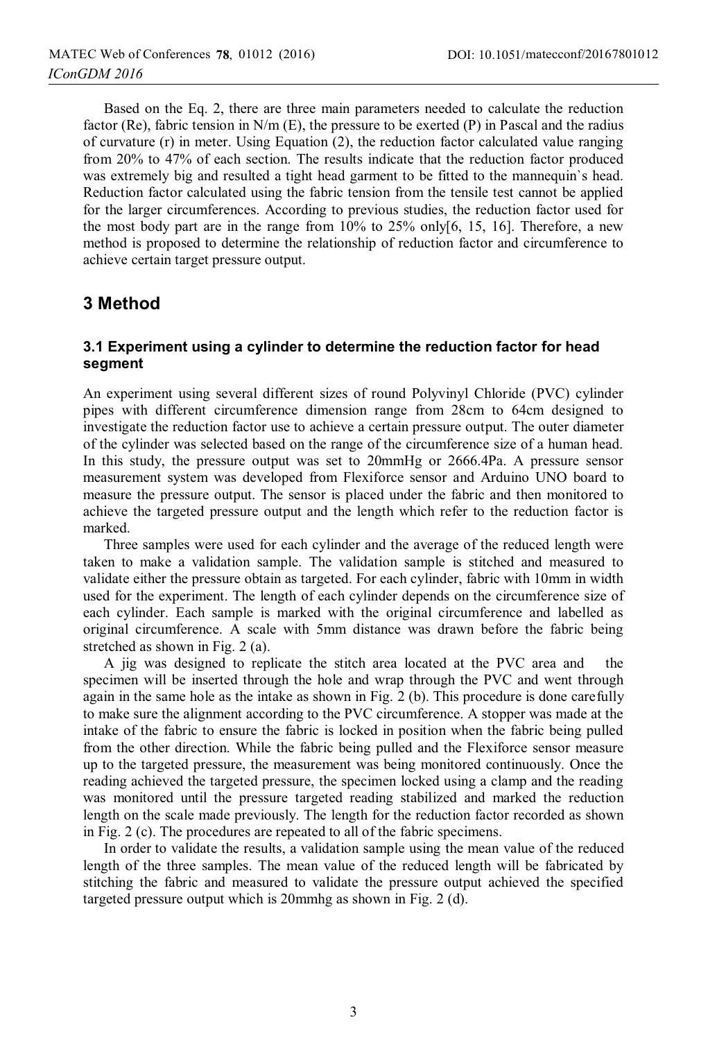Based on the Eq. 2, there are three main parameters needed to calculate the reduction factor (Re), fabric tension in N/m (E), the pressure to be exerted (P) in Pascal and the radius of curvature (r) in meter. Using Equation (2), the reduction factor calculated value ranging from 20% to 47% of each section. The results indicate that the reduction factor produced was extremely big and resulted a tight head garment to be fitted to the mannequin`s head. Reduction factor calculated using the fabric tension from the tensile test cannot be applied for the larger circumferences. According to previous studies, the reduction factor used for the most body part are in the range from 10% to 25% only[6, 15, 16]. Therefore, a new method is proposed to determine the relationship of reduction factor and circumference to achieve certain target pressure output.

## 3 Method

### 3.1 Experiment using a cylinder to determine the reduction factor for head segment

An experiment using several different sizes of round Polyvinyl Chloride (PVC) cylinder pipes with different circumference dimension range from 28cm to 64cm designed to investigate the reduction factor use to achieve a certain pressure output. The outer diameter of the cylinder was selected based on the range of the circumference size of a human head. In this study, the pressure output was set to 20mmHg or 2666.4Pa. A pressure sensor measurement system was developed from Flexiforce sensor and Arduino UNO board to measure the pressure output. The sensor is placed under the fabric and then monitored to achieve the targeted pressure output and the length which refer to the reduction factor is marked.

Three samples were used for each cylinder and the average of the reduced length were taken to make a validation sample. The validation sample is stitched and measured to validate either the pressure obtain as targeted. For each cylinder, fabric with 10mm in width used for the experiment. The length of each cylinder depends on the circumference size of each cylinder. Each sample is marked with the original circumference and labelled as original circumference. A scale with 5mm distance was drawn before the fabric being stretched as shown in Fig. 2 (a).

A jig was designed to replicate the stitch area located at the PVC area and the specimen will be inserted through the hole and wrap through the PVC and went through again in the same hole as the intake as shown in Fig. 2 (b). This procedure is done carefully to make sure the alignment according to the PVC circumference. A stopper was made at the intake of the fabric to ensure the fabric is locked in position when the fabric being pulled from the other direction. While the fabric being pulled and the Flexiforce sensor measure up to the targeted pressure, the measurement was being monitored continuously. Once the reading achieved the targeted pressure, the specimen locked using a clamp and the reading was monitored until the pressure targeted reading stabilized and marked the reduction length on the scale made previously. The length for the reduction factor recorded as shown in Fig. 2 (c). The procedures are repeated to all of the fabric specimens.

In order to validate the results, a validation sample using the mean value of the reduced length of the three samples. The mean value of the reduced length will be fabricated by stitching the fabric and measured to validate the pressure output achieved the specified targeted pressure output which is 20mmhg as shown in Fig. 2 (d).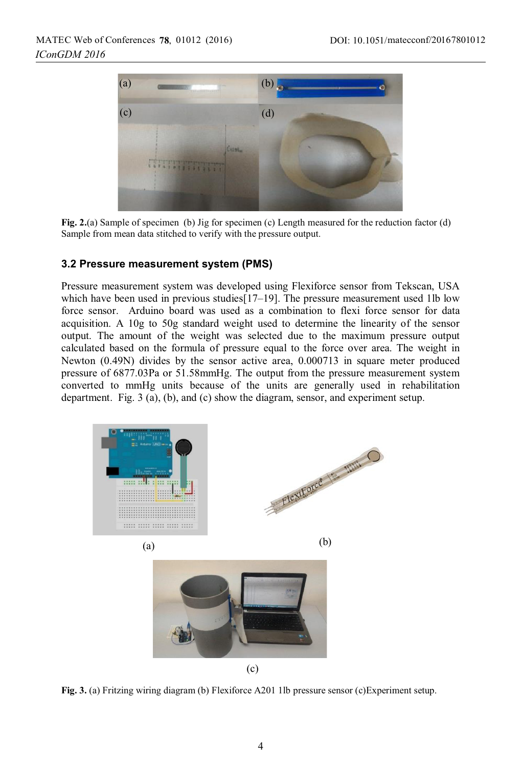**Fig. 2.**(a) Sample of specimen (b) Jig for specimen (c) Length measured for the reduction factor (d) Sample from mean data stitched to verify with the pressure output.

### 3.2 Pressure measurement system (PMS)

Pressure measurement system was developed using Flexiforce sensor from Tekscan, USA which have been used in previous studies[17–19]. The pressure measurement used 1lb low force sensor. Arduino board was used as a combination to flexi force sensor for data acquisition. A 10g to 50g standard weight used to determine the linearity of the sensor output. The amount of the weight was selected due to the maximum pressure output calculated based on the formula of pressure equal to the force over area. The weight in Newton (0.49N) divides by the sensor active area, 0.000713 in square meter produced pressure of 6877.03Pa or 51.58mmHg. The output from the pressure measurement system converted to mmHg units because of the units are generally used in rehabilitation department. Fig. 3 (a), (b), and (c) show the diagram, sensor, and experiment setup.

(a)

(b)

(c)

**Fig. 3.** (a) Fritzing wiring diagram (b) Flexiforce A201 1lb pressure sensor (c)Experiment setup.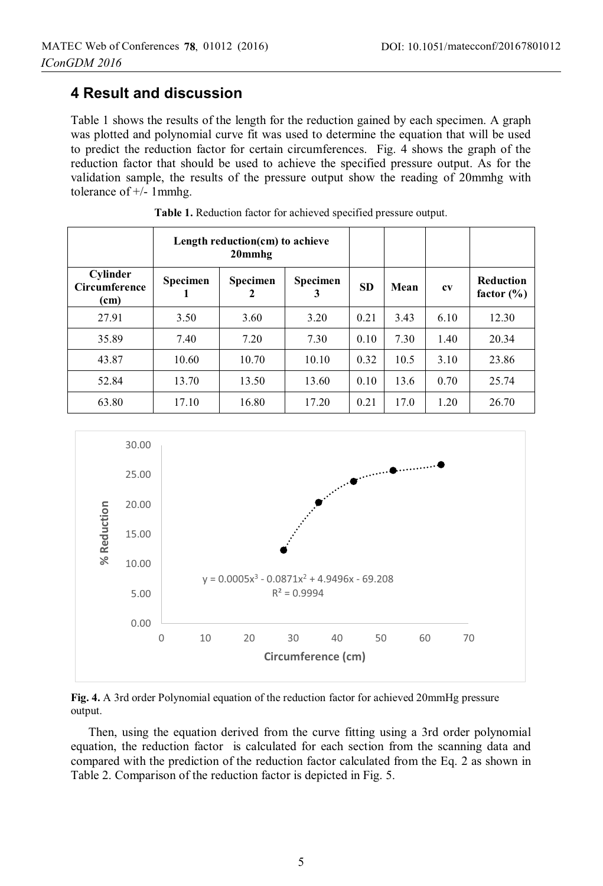## 4 Result and discussion

Table 1 shows the results of the length for the reduction gained by each specimen. A graph was plotted and polynomial curve fit was used to determine the equation that will be used to predict the reduction factor for certain circumferences. Fig. 4 shows the graph of the reduction factor that should be used to achieve the specified pressure output. As for the validation sample, the results of the pressure output show the reading of 20mmhg with tolerance of +/- 1mmhg.

**Table 1.** Reduction factor for achieved specified pressure output.

| | Length reduction(cm) to achieve 20mmhg | | | | | | |
|---|---|---|---|---|---|---|---|
| **Cylinder Circumference (cm)** | **Specimen 1** | **Specimen 2** | **Specimen 3** | **SD** | **Mean** | **cv** | **Reduction factor (%)** |
| 27.91 | 3.50 | 3.60 | 3.20 | 0.21 | 3.43 | 6.10 | 12.30 |
| 35.89 | 7.40 | 7.20 | 7.30 | 0.10 | 7.30 | 1.40 | 20.34 |
| 43.87 | 10.60 | 10.70 | 10.10 | 0.32 | 10.5 | 3.10 | 23.86 |
| 52.84 | 13.70 | 13.50 | 13.60 | 0.10 | 13.6 | 0.70 | 25.74 |
| 63.80 | 17.10 | 16.80 | 17.20 | 0.21 | 17.0 | 1.20 | 26.70 |

$$y = 0.0005x^3 - 0.0871x^2 + 4.9496x - 69.208$$
$$R^2 = 0.9994$$

**Fig. 4.** A 3rd order Polynomial equation of the reduction factor for achieved 20mmHg pressure output.

Then, using the equation derived from the curve fitting using a 3rd order polynomial equation, the reduction factor is calculated for each section from the scanning data and compared with the prediction of the reduction factor calculated from the Eq. 2 as shown in Table 2. Comparison of the reduction factor is depicted in Fig. 5.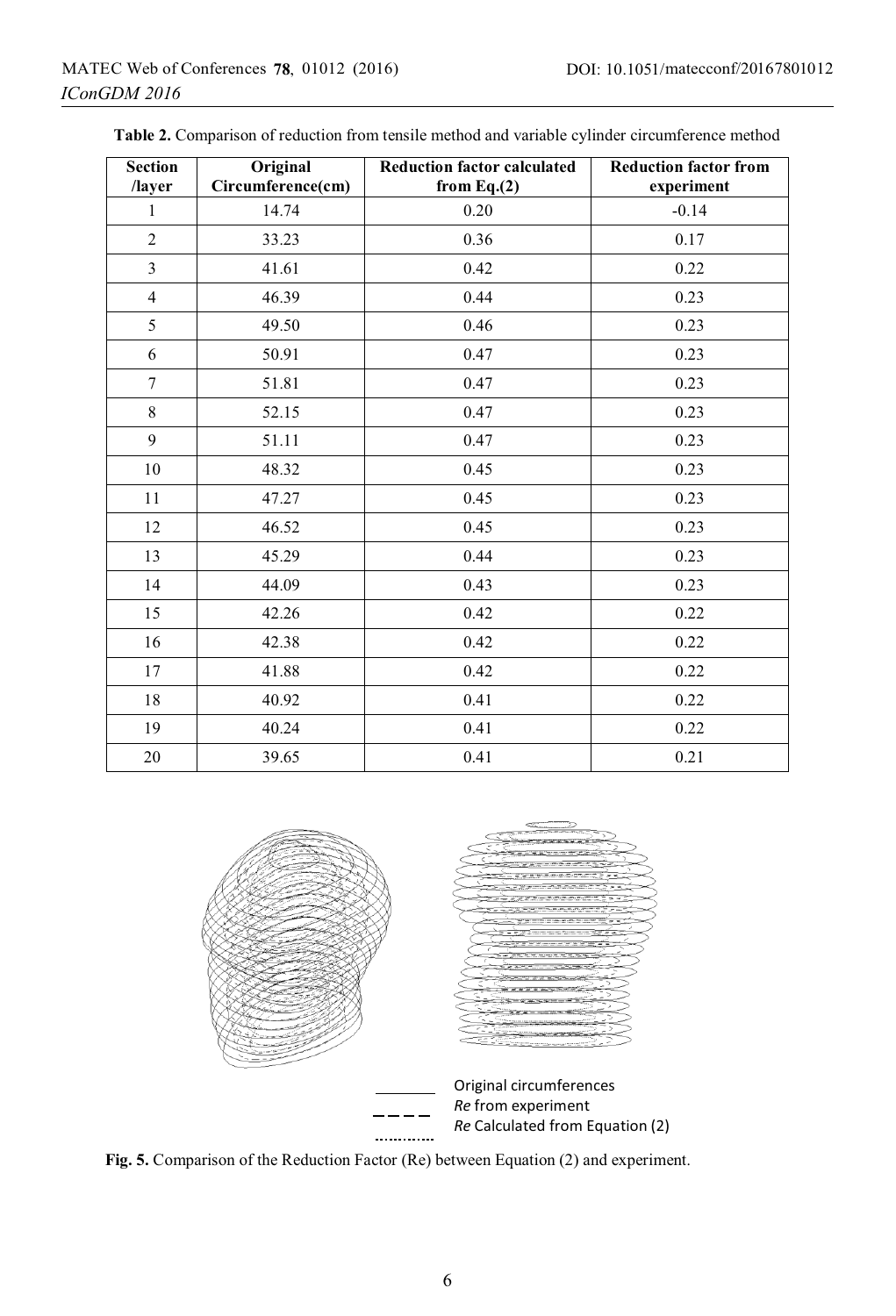**Table 2.** Comparison of reduction from tensile method and variable cylinder circumference method

| Section /layer | Original Circumference(cm) | Reduction factor calculated from Eq.(2) | Reduction factor from experiment |
|---|---|---|---|
| 1 | 14.74 | 0.20 | -0.14 |
| 2 | 33.23 | 0.36 | 0.17 |
| 3 | 41.61 | 0.42 | 0.22 |
| 4 | 46.39 | 0.44 | 0.23 |
| 5 | 49.50 | 0.46 | 0.23 |
| 6 | 50.91 | 0.47 | 0.23 |
| 7 | 51.81 | 0.47 | 0.23 |
| 8 | 52.15 | 0.47 | 0.23 |
| 9 | 51.11 | 0.47 | 0.23 |
| 10 | 48.32 | 0.45 | 0.23 |
| 11 | 47.27 | 0.45 | 0.23 |
| 12 | 46.52 | 0.45 | 0.23 |
| 13 | 45.29 | 0.44 | 0.23 |
| 14 | 44.09 | 0.43 | 0.23 |
| 15 | 42.26 | 0.42 | 0.22 |
| 16 | 42.38 | 0.42 | 0.22 |
| 17 | 41.88 | 0.42 | 0.22 |
| 18 | 40.92 | 0.41 | 0.22 |
| 19 | 40.24 | 0.41 | 0.22 |
| 20 | 39.65 | 0.41 | 0.21 |

Original circumferences
*Re* from experiment
*Re* Calculated from Equation (2)

**Fig. 5.** Comparison of the Reduction Factor (Re) between Equation (2) and experiment.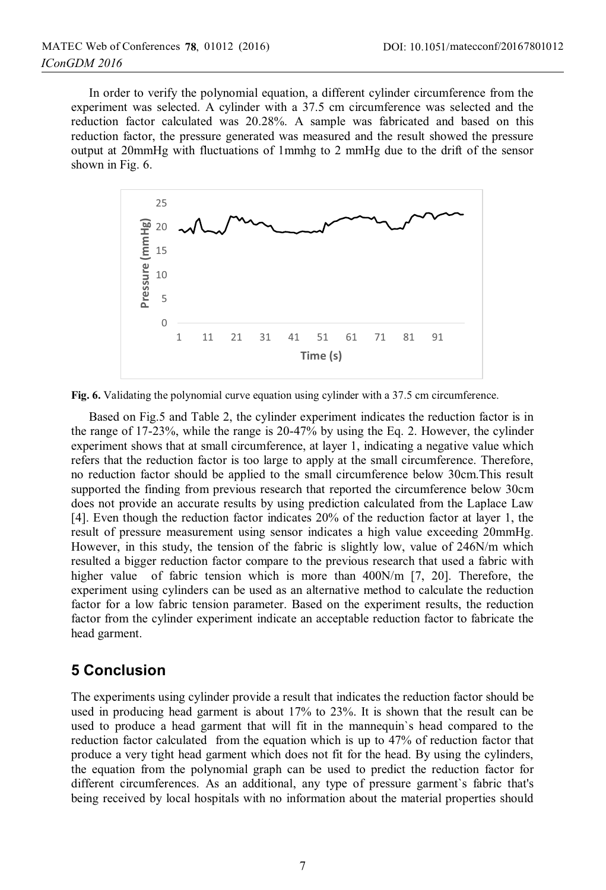In order to verify the polynomial equation, a different cylinder circumference from the experiment was selected. A cylinder with a 37.5 cm circumference was selected and the reduction factor calculated was 20.28%. A sample was fabricated and based on this reduction factor, the pressure generated was measured and the result showed the pressure output at 20mmHg with fluctuations of 1mmhg to 2 mmHg due to the drift of the sensor shown in Fig. 6.

**Fig. 6.** Validating the polynomial curve equation using cylinder with a 37.5 cm circumference.

Based on Fig.5 and Table 2, the cylinder experiment indicates the reduction factor is in the range of 17-23%, while the range is 20-47% by using the Eq. 2. However, the cylinder experiment shows that at small circumference, at layer 1, indicating a negative value which refers that the reduction factor is too large to apply at the small circumference. Therefore, no reduction factor should be applied to the small circumference below 30cm.This result supported the finding from previous research that reported the circumference below 30cm does not provide an accurate results by using prediction calculated from the Laplace Law [4]. Even though the reduction factor indicates 20% of the reduction factor at layer 1, the result of pressure measurement using sensor indicates a high value exceeding 20mmHg. However, in this study, the tension of the fabric is slightly low, value of 246N/m which resulted a bigger reduction factor compare to the previous research that used a fabric with higher value of fabric tension which is more than 400N/m [7, 20]. Therefore, the experiment using cylinders can be used as an alternative method to calculate the reduction factor for a low fabric tension parameter. Based on the experiment results, the reduction factor from the cylinder experiment indicate an acceptable reduction factor to fabricate the head garment.

## 5 Conclusion

The experiments using cylinder provide a result that indicates the reduction factor should be used in producing head garment is about 17% to 23%. It is shown that the result can be used to produce a head garment that will fit in the mannequin`s head compared to the reduction factor calculated from the equation which is up to 47% of reduction factor that produce a very tight head garment which does not fit for the head. By using the cylinders, the equation from the polynomial graph can be used to predict the reduction factor for different circumferences. As an additional, any type of pressure garment`s fabric that's being received by local hospitals with no information about the material properties should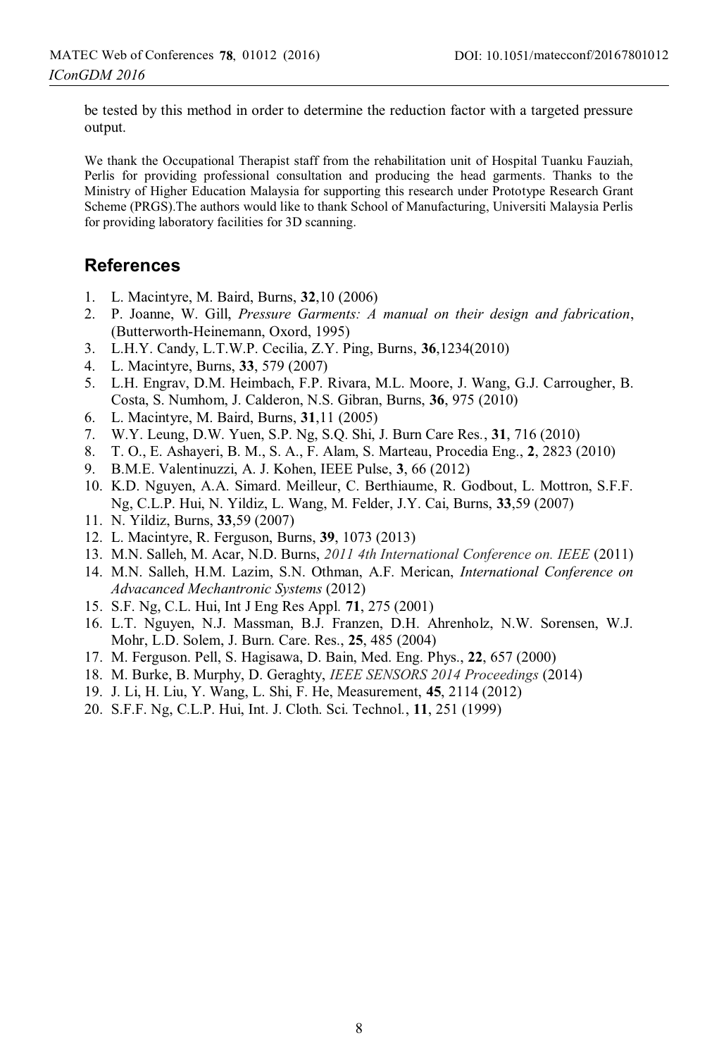be tested by this method in order to determine the reduction factor with a targeted pressure output.

We thank the Occupational Therapist staff from the rehabilitation unit of Hospital Tuanku Fauziah, Perlis for providing professional consultation and producing the head garments. Thanks to the Ministry of Higher Education Malaysia for supporting this research under Prototype Research Grant Scheme (PRGS).The authors would like to thank School of Manufacturing, Universiti Malaysia Perlis for providing laboratory facilities for 3D scanning.

## References

1. L. Macintyre, M. Baird, Burns, **32**,10 (2006)
2. P. Joanne, W. Gill, *Pressure Garments: A manual on their design and fabrication*, (Butterworth-Heinemann, Oxord, 1995)
3. L.H.Y. Candy, L.T.W.P. Cecilia, Z.Y. Ping, Burns, **36**,1234(2010)
4. L. Macintyre, Burns, **33**, 579 (2007)
5. L.H. Engrav, D.M. Heimbach, F.P. Rivara, M.L. Moore, J. Wang, G.J. Carrougher, B. Costa, S. Numhom, J. Calderon, N.S. Gibran, Burns, **36**, 975 (2010)
6. L. Macintyre, M. Baird, Burns, **31**,11 (2005)
7. W.Y. Leung, D.W. Yuen, S.P. Ng, S.Q. Shi, J. Burn Care Res., **31**, 716 (2010)
8. T. O., E. Ashayeri, B. M., S. A., F. Alam, S. Marteau, Procedia Eng., **2**, 2823 (2010)
9. B.M.E. Valentinuzzi, A. J. Kohen, IEEE Pulse, **3**, 66 (2012)
10. K.D. Nguyen, A.A. Simard. Meilleur, C. Berthiaume, R. Godbout, L. Mottron, S.F.F. Ng, C.L.P. Hui, N. Yildiz, L. Wang, M. Felder, J.Y. Cai, Burns, **33**,59 (2007)
11. N. Yildiz, Burns, **33**,59 (2007)
12. L. Macintyre, R. Ferguson, Burns, **39**, 1073 (2013)
13. M.N. Salleh, M. Acar, N.D. Burns, *2011 4th International Conference on. IEEE* (2011)
14. M.N. Salleh, H.M. Lazim, S.N. Othman, A.F. Merican, *International Conference on Advacanced Mechantronic Systems* (2012)
15. S.F. Ng, C.L. Hui, Int J Eng Res Appl. **71**, 275 (2001)
16. L.T. Nguyen, N.J. Massman, B.J. Franzen, D.H. Ahrenholz, N.W. Sorensen, W.J. Mohr, L.D. Solem, J. Burn. Care. Res., **25**, 485 (2004)
17. M. Ferguson. Pell, S. Hagisawa, D. Bain, Med. Eng. Phys., **22**, 657 (2000)
18. M. Burke, B. Murphy, D. Geraghty, *IEEE SENSORS 2014 Proceedings* (2014)
19. J. Li, H. Liu, Y. Wang, L. Shi, F. He, Measurement, **45**, 2114 (2012)
20. S.F.F. Ng, C.L.P. Hui, Int. J. Cloth. Sci. Technol., **11**, 251 (1999)